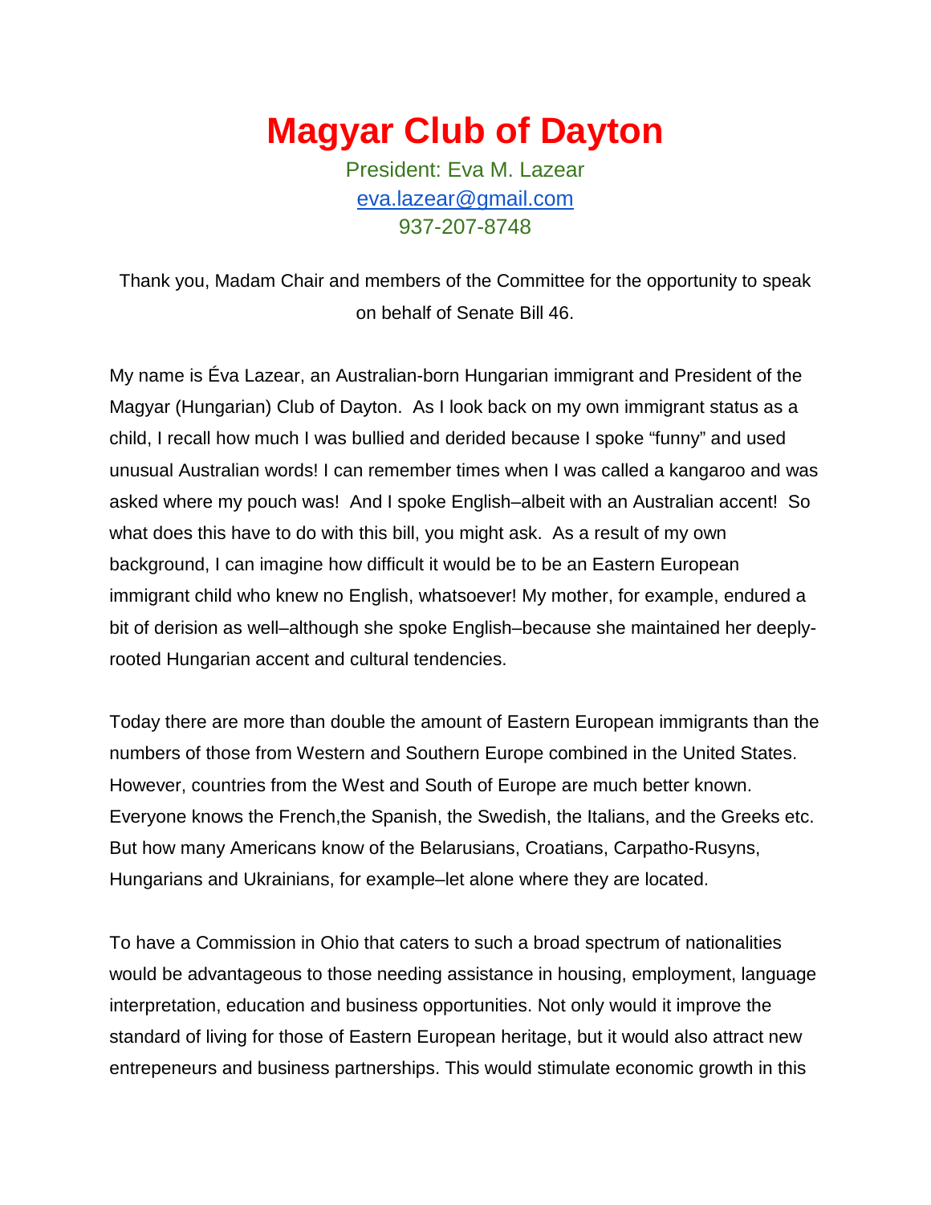# Magyar Club of Dayton

President: Eva M. Lazear
eva.lazear@gmail.com
937-207-8748

Thank you, Madam Chair and members of the Committee for the opportunity to speak on behalf of Senate Bill 46.

My name is Éva Lazear, an Australian-born Hungarian immigrant and President of the Magyar (Hungarian) Club of Dayton. As I look back on my own immigrant status as a child, I recall how much I was bullied and derided because I spoke "funny" and used unusual Australian words! I can remember times when I was called a kangaroo and was asked where my pouch was! And I spoke English–albeit with an Australian accent! So what does this have to do with this bill, you might ask. As a result of my own background, I can imagine how difficult it would be to be an Eastern European immigrant child who knew no English, whatsoever! My mother, for example, endured a bit of derision as well–although she spoke English–because she maintained her deeply-rooted Hungarian accent and cultural tendencies.

Today there are more than double the amount of Eastern European immigrants than the numbers of those from Western and Southern Europe combined in the United States. However, countries from the West and South of Europe are much better known. Everyone knows the French,the Spanish, the Swedish, the Italians, and the Greeks etc. But how many Americans know of the Belarusians, Croatians, Carpatho-Rusyns, Hungarians and Ukrainians, for example–let alone where they are located.

To have a Commission in Ohio that caters to such a broad spectrum of nationalities would be advantageous to those needing assistance in housing, employment, language interpretation, education and business opportunities. Not only would it improve the standard of living for those of Eastern European heritage, but it would also attract new entrepeneurs and business partnerships. This would stimulate economic growth in this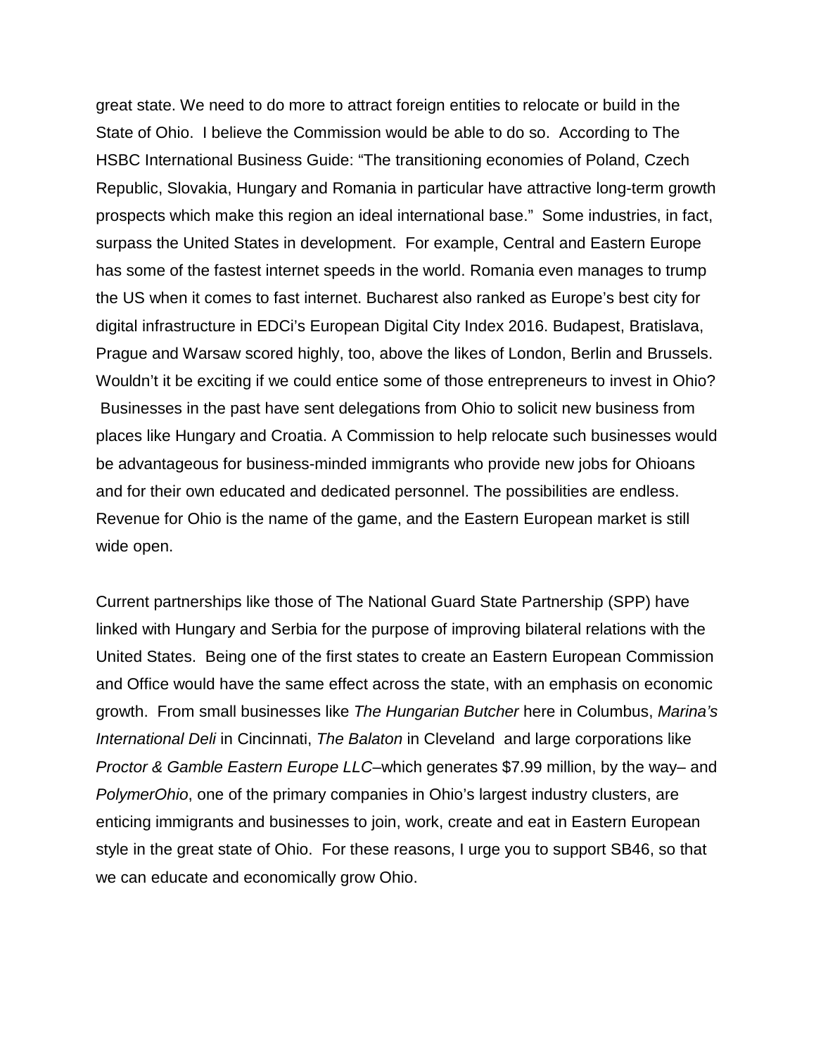great state. We need to do more to attract foreign entities to relocate or build in the State of Ohio. I believe the Commission would be able to do so. According to The HSBC International Business Guide: "The transitioning economies of Poland, Czech Republic, Slovakia, Hungary and Romania in particular have attractive long-term growth prospects which make this region an ideal international base." Some industries, in fact, surpass the United States in development. For example, Central and Eastern Europe has some of the fastest internet speeds in the world. Romania even manages to trump the US when it comes to fast internet. Bucharest also ranked as Europe's best city for digital infrastructure in EDCi's European Digital City Index 2016. Budapest, Bratislava, Prague and Warsaw scored highly, too, above the likes of London, Berlin and Brussels. Wouldn't it be exciting if we could entice some of those entrepreneurs to invest in Ohio? Businesses in the past have sent delegations from Ohio to solicit new business from places like Hungary and Croatia. A Commission to help relocate such businesses would be advantageous for business-minded immigrants who provide new jobs for Ohioans and for their own educated and dedicated personnel. The possibilities are endless. Revenue for Ohio is the name of the game, and the Eastern European market is still wide open.

Current partnerships like those of The National Guard State Partnership (SPP) have linked with Hungary and Serbia for the purpose of improving bilateral relations with the United States. Being one of the first states to create an Eastern European Commission and Office would have the same effect across the state, with an emphasis on economic growth. From small businesses like *The Hungarian Butcher* here in Columbus, *Marina's International Deli* in Cincinnati, *The Balaton* in Cleveland and large corporations like *Proctor & Gamble Eastern Europe LLC*–which generates $7.99 million, by the way– and *PolymerOhio*, one of the primary companies in Ohio's largest industry clusters, are enticing immigrants and businesses to join, work, create and eat in Eastern European style in the great state of Ohio. For these reasons, I urge you to support SB46, so that we can educate and economically grow Ohio.